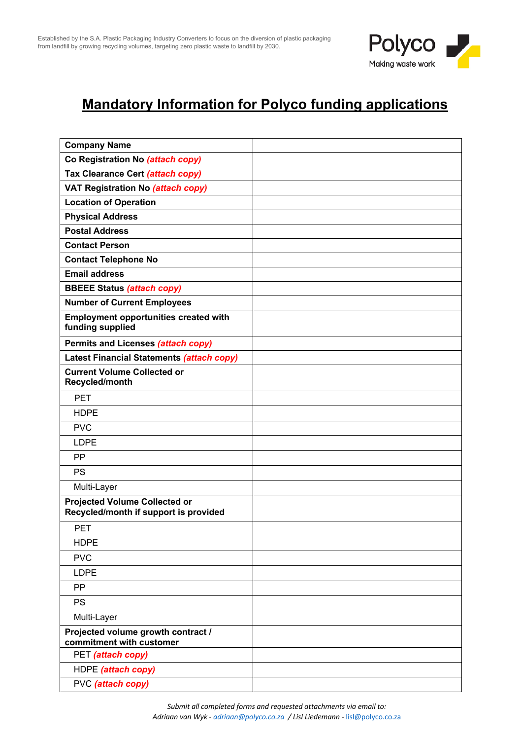Established by the S.A. Plastic Packaging Industry Converters to focus on the diversion of plastic packaging from landfill by growing recycling volumes, targeting zero plastic waste to landfill by 2030.

Polyco
Making waste work

# Mandatory Information for Polyco funding applications

| **Company Name** | |
|---|---|
| **Co Registration No** ***(attach copy)*** | |
| **Tax Clearance Cert** ***(attach copy)*** | |
| **VAT Registration No** ***(attach copy)*** | |
| **Location of Operation** | |
| **Physical Address** | |
| **Postal Address** | |
| **Contact Person** | |
| **Contact Telephone No** | |
| **Email address** | |
| **BBEEE Status** ***(attach copy)*** | |
| **Number of Current Employees** | |
| **Employment opportunities created with funding supplied** | |
| **Permits and Licenses** ***(attach copy)*** | |
| **Latest Financial Statements** ***(attach copy)*** | |
| **Current Volume Collected or Recycled/month** | |
| PET | |
| HDPE | |
| PVC | |
| LDPE | |
| PP | |
| PS | |
| Multi-Layer | |
| **Projected Volume Collected or Recycled/month if support is provided** | |
| PET | |
| HDPE | |
| PVC | |
| LDPE | |
| PP | |
| PS | |
| Multi-Layer | |
| **Projected volume growth contract / commitment with customer** | |
| PET ***(attach copy)*** | |
| HDPE ***(attach copy)*** | |
| PVC ***(attach copy)*** | |

*Submit all completed forms and requested attachments via email to:*
*Adriaan van Wyk - adriaan@polyco.co.za / Lisl Liedemann - lisl@polyco.co.za*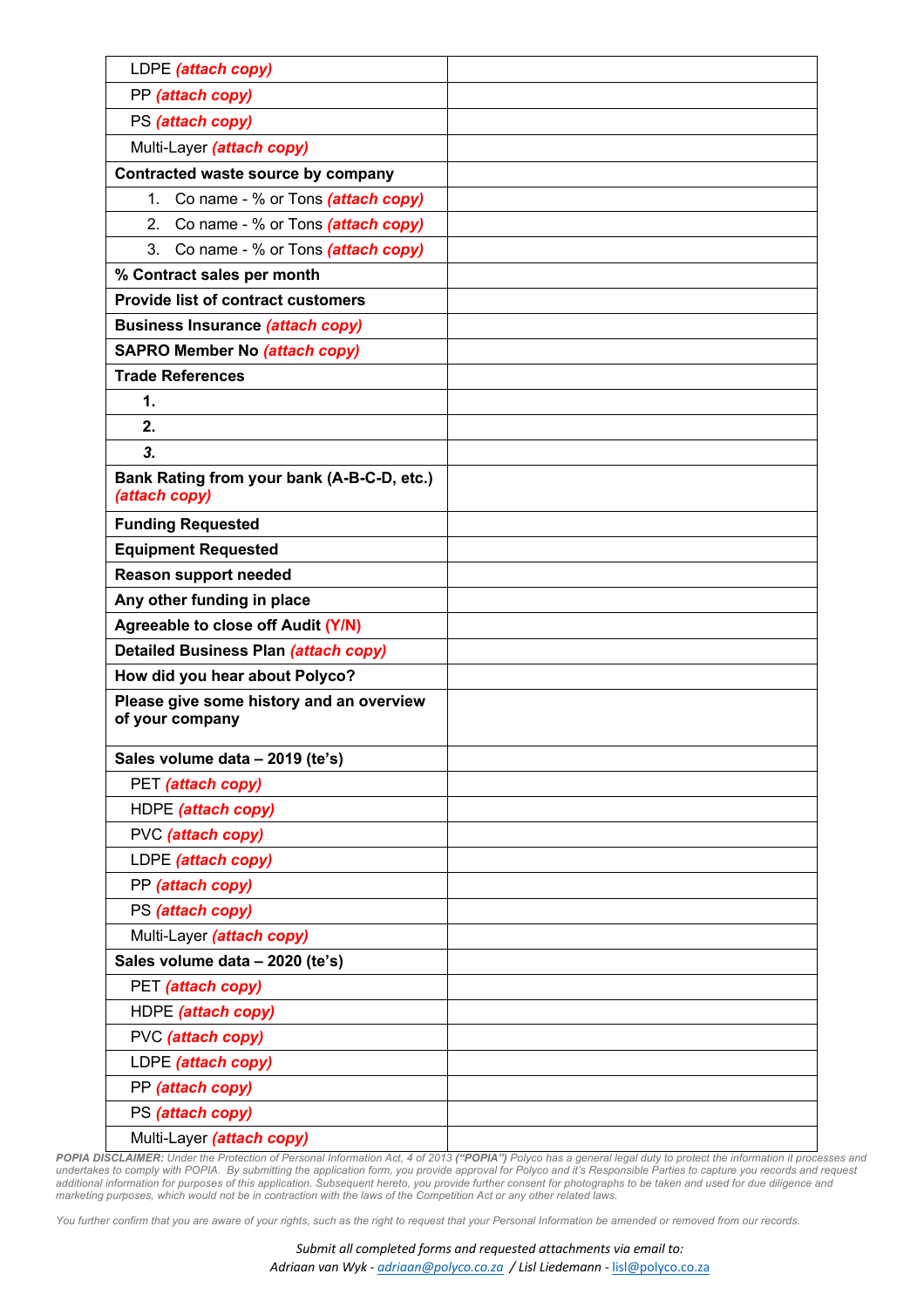| | |
|---|---|
| LDPE ***(attach copy)*** | |
| PP ***(attach copy)*** | |
| PS ***(attach copy)*** | |
| Multi-Layer ***(attach copy)*** | |
| **Contracted waste source by company** | |
| 1. Co name - % or Tons ***(attach copy)*** | |
| 2. Co name - % or Tons ***(attach copy)*** | |
| 3. Co name - % or Tons ***(attach copy)*** | |
| **% Contract sales per month** | |
| **Provide list of contract customers** | |
| **Business Insurance *(attach copy)*** | |
| **SAPRO Member No *(attach copy)*** | |
| **Trade References** | |
| **1.** | |
| **2.** | |
| ***3.*** | |
| **Bank Rating from your bank (A-B-C-D, etc.) *(attach copy)*** | |
| **Funding Requested** | |
| **Equipment Requested** | |
| **Reason support needed** | |
| **Any other funding in place** | |
| **Agreeable to close off Audit (Y/N)** | |
| **Detailed Business Plan *(attach copy)*** | |
| **How did you hear about Polyco?** | |
| **Please give some history and an overview of your company** | |
| **Sales volume data – 2019 (te's)** | |
| PET ***(attach copy)*** | |
| HDPE ***(attach copy)*** | |
| PVC ***(attach copy)*** | |
| LDPE ***(attach copy)*** | |
| PP ***(attach copy)*** | |
| PS ***(attach copy)*** | |
| Multi-Layer ***(attach copy)*** | |
| **Sales volume data – 2020 (te's)** | |
| PET ***(attach copy)*** | |
| HDPE ***(attach copy)*** | |
| PVC ***(attach copy)*** | |
| LDPE ***(attach copy)*** | |
| PP ***(attach copy)*** | |
| PS ***(attach copy)*** | |
| Multi-Layer ***(attach copy)*** | |

*__POPIA DISCLAIMER:__ Under the Protection of Personal Information Act, 4 of 2013 __("POPIA")__ Polyco has a general legal duty to protect the information it processes and undertakes to comply with POPIA. By submitting the application form, you provide approval for Polyco and it's Responsible Parties to capture you records and request additional information for purposes of this application. Subsequent hereto, you provide further consent for photographs to be taken and used for due diligence and marketing purposes, which would not be in contraction with the laws of the Competition Act or any other related laws.*

*You further confirm that you are aware of your rights, such as the right to request that your Personal Information be amended or removed from our records.*

*Submit all completed forms and requested attachments via email to:*
*Adriaan van Wyk - adriaan@polyco.co.za / Lisl Liedemann - lisl@polyco.co.za*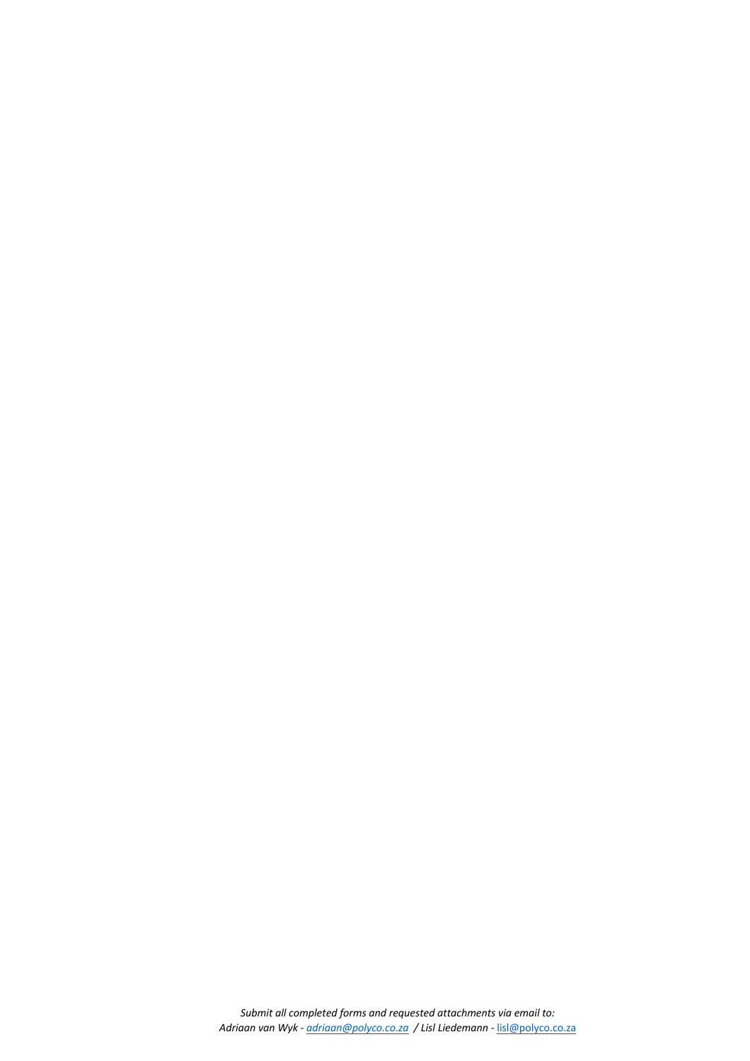*Submit all completed forms and requested attachments via email to:*
*Adriaan van Wyk - adriaan@polyco.co.za / Lisl Liedemann -* lisl@polyco.co.za